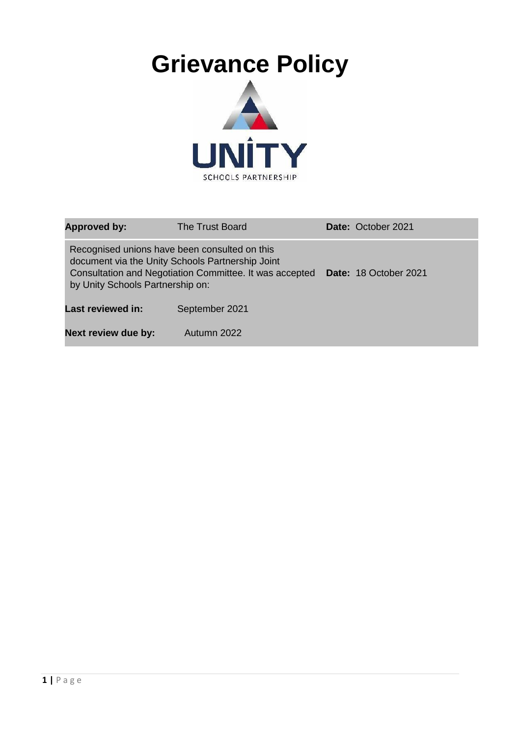# Grievance Policy

UNITY
SCHOOLS PARTNERSHIP

| **Approved by:** | The Trust Board | **Date:** October 2021 |
|---|---|---|
| Recognised unions have been consulted on this document via the Unity Schools Partnership Joint Consultation and Negotiation Committee. It was accepted by Unity Schools Partnership on: | | **Date:** 18 October 2021 |
| **Last reviewed in:** | September 2021 | |
| **Next review due by:** | Autumn 2022 | |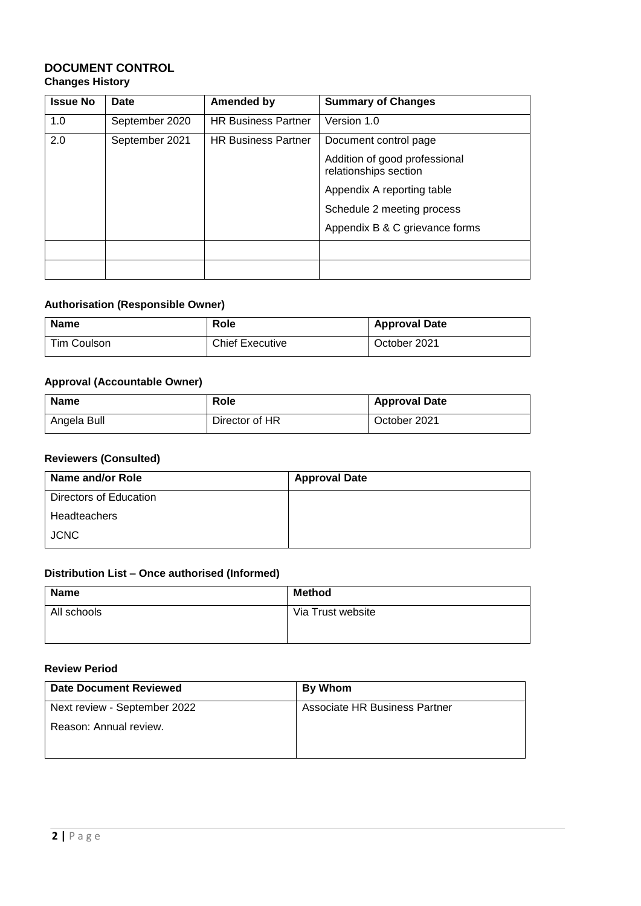## DOCUMENT CONTROL

### Changes History

| Issue No | Date | Amended by | Summary of Changes |
|---|---|---|---|
| 1.0 | September 2020 | HR Business Partner | Version 1.0 |
| 2.0 | September 2021 | HR Business Partner | Document control page<br>Addition of good professional relationships section<br>Appendix A reporting table<br>Schedule 2 meeting process<br>Appendix B & C grievance forms |
| | | | |
| | | | |

### Authorisation (Responsible Owner)

| Name | Role | Approval Date |
|---|---|---|
| Tim Coulson | Chief Executive | October 2021 |

### Approval (Accountable Owner)

| Name | Role | Approval Date |
|---|---|---|
| Angela Bull | Director of HR | October 2021 |

### Reviewers (Consulted)

| Name and/or Role | Approval Date |
|---|---|
| Directors of Education<br>Headteachers<br>JCNC | |

### Distribution List – Once authorised (Informed)

| Name | Method |
|---|---|
| All schools | Via Trust website |

### Review Period

| Date Document Reviewed | By Whom |
|---|---|
| Next review - September 2022<br>Reason: Annual review. | Associate HR Business Partner |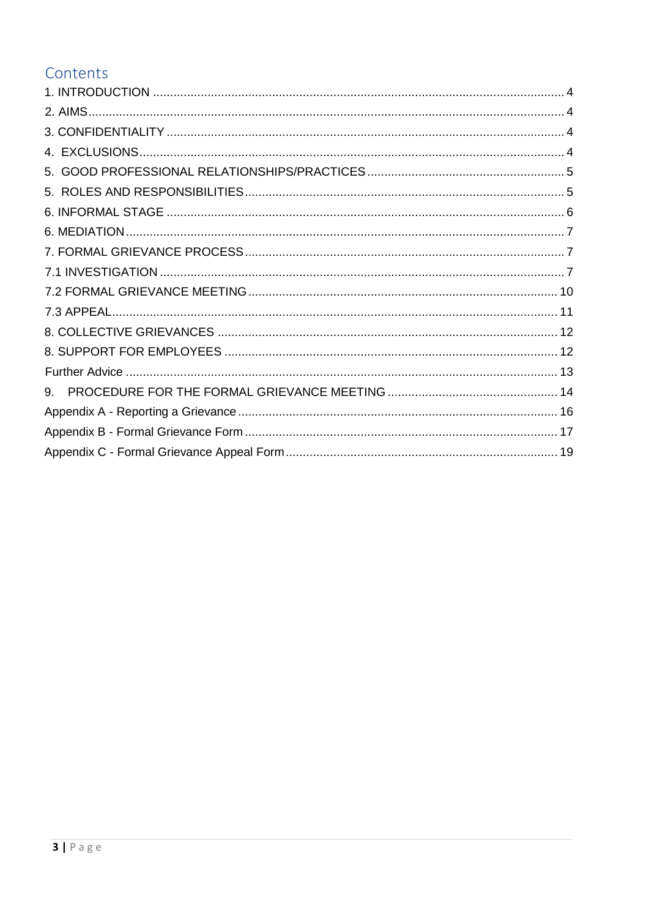# Contents

1. INTRODUCTION ........................................................................ 4
2. AIMS ........................................................................ 4
3. CONFIDENTIALITY ........................................................................ 4
4. EXCLUSIONS ........................................................................ 4
5. GOOD PROFESSIONAL RELATIONSHIPS/PRACTICES ........................................................................ 5
5. ROLES AND RESPONSIBILITIES ........................................................................ 5
6. INFORMAL STAGE ........................................................................ 6
6. MEDIATION ........................................................................ 7
7. FORMAL GRIEVANCE PROCESS ........................................................................ 7
7.1 INVESTIGATION ........................................................................ 7
7.2 FORMAL GRIEVANCE MEETING ........................................................................ 10
7.3 APPEAL ........................................................................ 11
8. COLLECTIVE GRIEVANCES ........................................................................ 12
8. SUPPORT FOR EMPLOYEES ........................................................................ 12
Further Advice ........................................................................ 13
9. PROCEDURE FOR THE FORMAL GRIEVANCE MEETING ........................................................................ 14
Appendix A - Reporting a Grievance ........................................................................ 16
Appendix B - Formal Grievance Form ........................................................................ 17
Appendix C - Formal Grievance Appeal Form ........................................................................ 19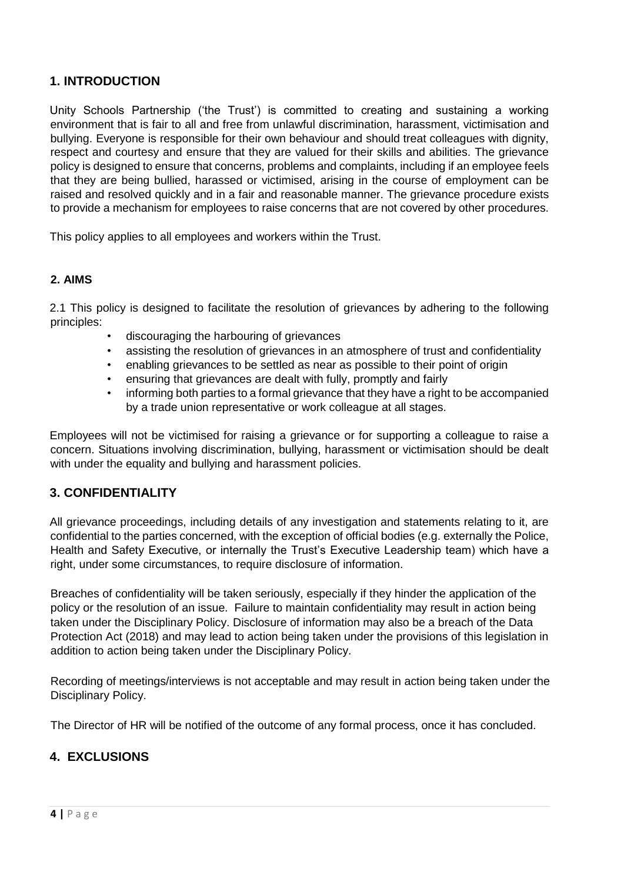## 1. INTRODUCTION

Unity Schools Partnership ('the Trust') is committed to creating and sustaining a working environment that is fair to all and free from unlawful discrimination, harassment, victimisation and bullying. Everyone is responsible for their own behaviour and should treat colleagues with dignity, respect and courtesy and ensure that they are valued for their skills and abilities. The grievance policy is designed to ensure that concerns, problems and complaints, including if an employee feels that they are being bullied, harassed or victimised, arising in the course of employment can be raised and resolved quickly and in a fair and reasonable manner. The grievance procedure exists to provide a mechanism for employees to raise concerns that are not covered by other procedures.

This policy applies to all employees and workers within the Trust.

## 2. AIMS

2.1 This policy is designed to facilitate the resolution of grievances by adhering to the following principles:

- discouraging the harbouring of grievances
- assisting the resolution of grievances in an atmosphere of trust and confidentiality
- enabling grievances to be settled as near as possible to their point of origin
- ensuring that grievances are dealt with fully, promptly and fairly
- informing both parties to a formal grievance that they have a right to be accompanied by a trade union representative or work colleague at all stages.

Employees will not be victimised for raising a grievance or for supporting a colleague to raise a concern. Situations involving discrimination, bullying, harassment or victimisation should be dealt with under the equality and bullying and harassment policies.

## 3. CONFIDENTIALITY

All grievance proceedings, including details of any investigation and statements relating to it, are confidential to the parties concerned, with the exception of official bodies (e.g. externally the Police, Health and Safety Executive, or internally the Trust's Executive Leadership team) which have a right, under some circumstances, to require disclosure of information.

Breaches of confidentiality will be taken seriously, especially if they hinder the application of the policy or the resolution of an issue. Failure to maintain confidentiality may result in action being taken under the Disciplinary Policy. Disclosure of information may also be a breach of the Data Protection Act (2018) and may lead to action being taken under the provisions of this legislation in addition to action being taken under the Disciplinary Policy.

Recording of meetings/interviews is not acceptable and may result in action being taken under the Disciplinary Policy.

The Director of HR will be notified of the outcome of any formal process, once it has concluded.

## 4. EXCLUSIONS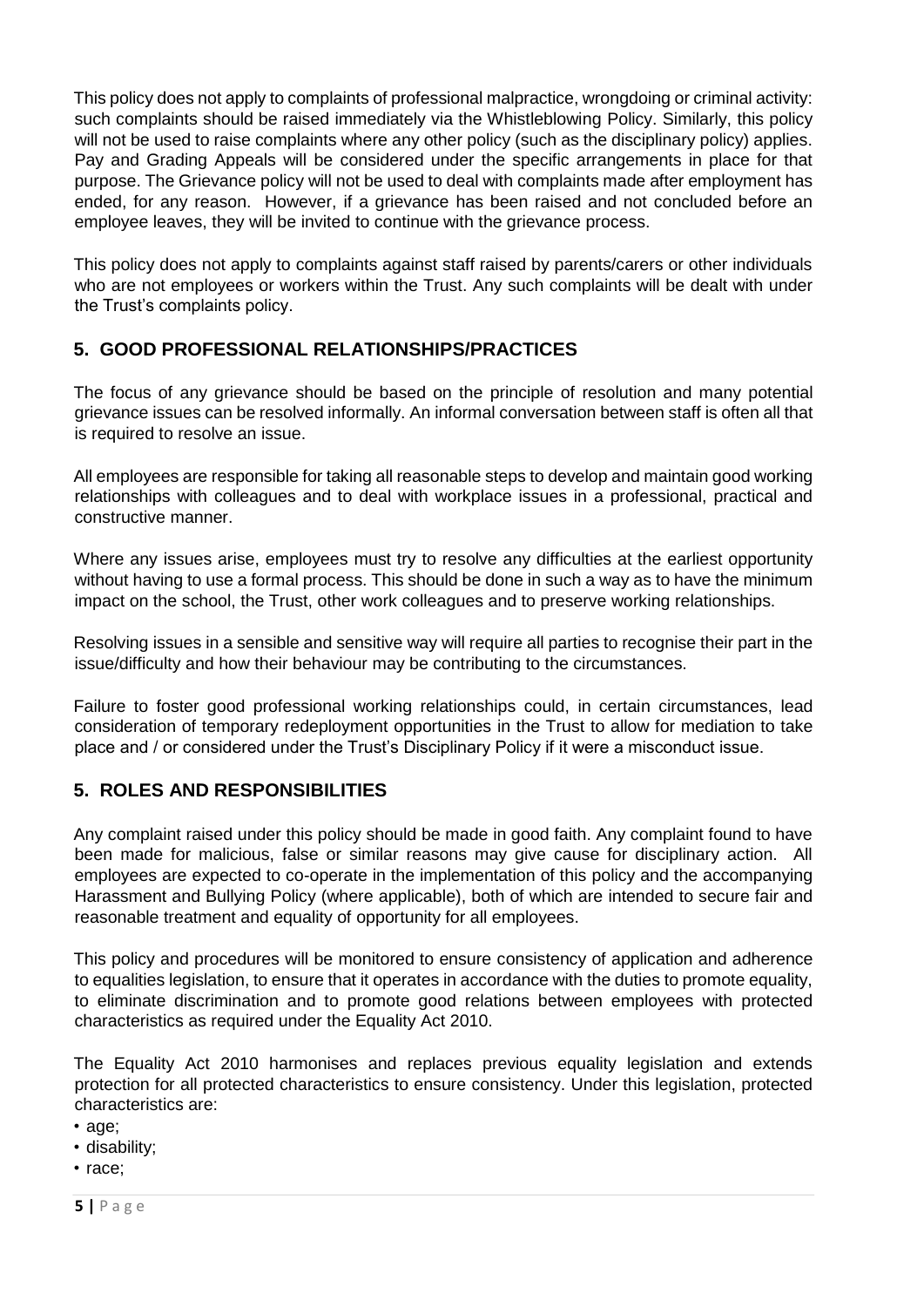This policy does not apply to complaints of professional malpractice, wrongdoing or criminal activity: such complaints should be raised immediately via the Whistleblowing Policy. Similarly, this policy will not be used to raise complaints where any other policy (such as the disciplinary policy) applies. Pay and Grading Appeals will be considered under the specific arrangements in place for that purpose. The Grievance policy will not be used to deal with complaints made after employment has ended, for any reason. However, if a grievance has been raised and not concluded before an employee leaves, they will be invited to continue with the grievance process.

This policy does not apply to complaints against staff raised by parents/carers or other individuals who are not employees or workers within the Trust. Any such complaints will be dealt with under the Trust's complaints policy.

## 5. GOOD PROFESSIONAL RELATIONSHIPS/PRACTICES

The focus of any grievance should be based on the principle of resolution and many potential grievance issues can be resolved informally. An informal conversation between staff is often all that is required to resolve an issue.

All employees are responsible for taking all reasonable steps to develop and maintain good working relationships with colleagues and to deal with workplace issues in a professional, practical and constructive manner.

Where any issues arise, employees must try to resolve any difficulties at the earliest opportunity without having to use a formal process. This should be done in such a way as to have the minimum impact on the school, the Trust, other work colleagues and to preserve working relationships.

Resolving issues in a sensible and sensitive way will require all parties to recognise their part in the issue/difficulty and how their behaviour may be contributing to the circumstances.

Failure to foster good professional working relationships could, in certain circumstances, lead consideration of temporary redeployment opportunities in the Trust to allow for mediation to take place and / or considered under the Trust's Disciplinary Policy if it were a misconduct issue.

## 5. ROLES AND RESPONSIBILITIES

Any complaint raised under this policy should be made in good faith. Any complaint found to have been made for malicious, false or similar reasons may give cause for disciplinary action. All employees are expected to co-operate in the implementation of this policy and the accompanying Harassment and Bullying Policy (where applicable), both of which are intended to secure fair and reasonable treatment and equality of opportunity for all employees.

This policy and procedures will be monitored to ensure consistency of application and adherence to equalities legislation, to ensure that it operates in accordance with the duties to promote equality, to eliminate discrimination and to promote good relations between employees with protected characteristics as required under the Equality Act 2010.

The Equality Act 2010 harmonises and replaces previous equality legislation and extends protection for all protected characteristics to ensure consistency. Under this legislation, protected characteristics are:

- age;
- disability;
- race;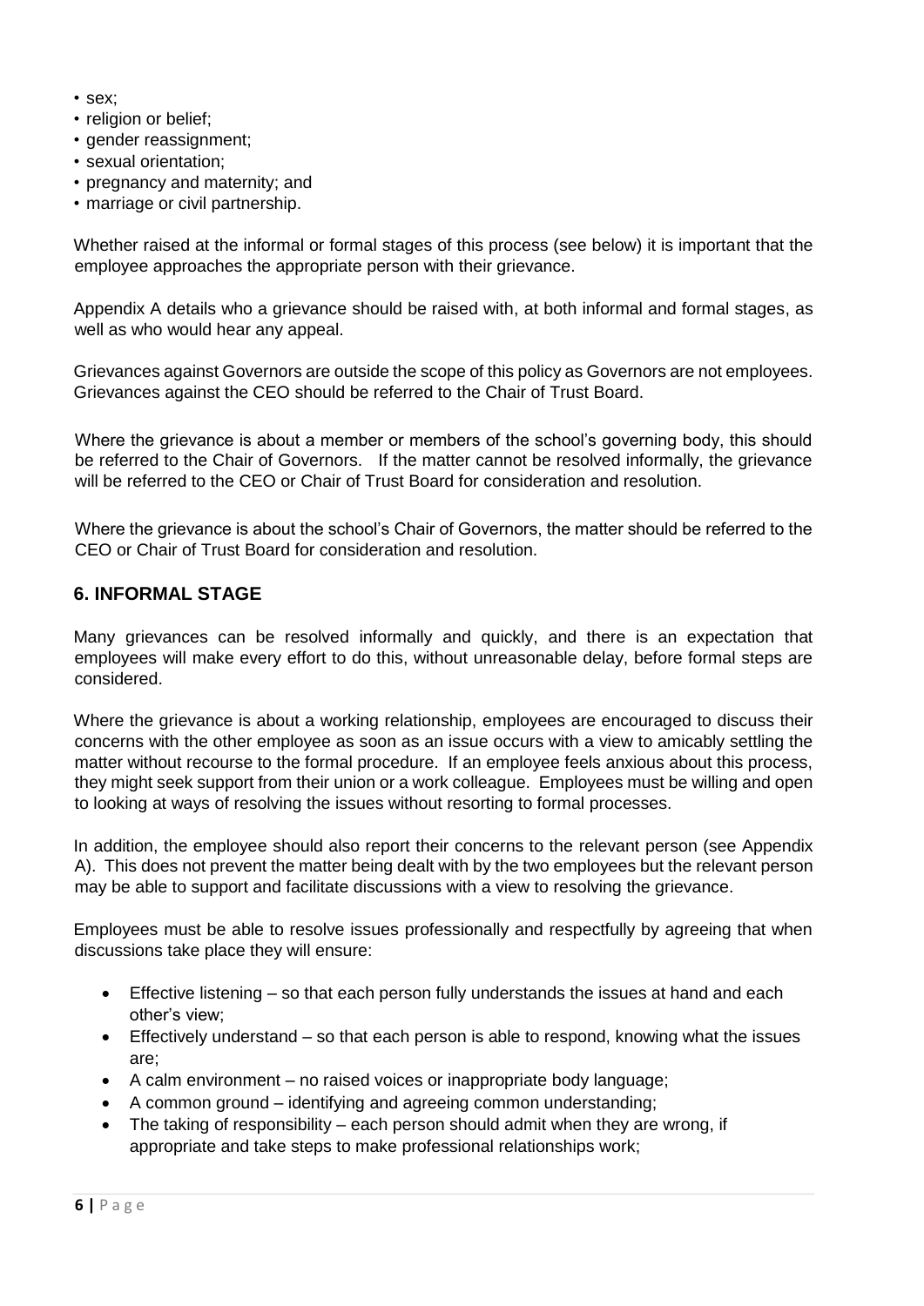- sex;
- religion or belief;
- gender reassignment;
- sexual orientation;
- pregnancy and maternity; and
- marriage or civil partnership.

Whether raised at the informal or formal stages of this process (see below) it is important that the employee approaches the appropriate person with their grievance.

Appendix A details who a grievance should be raised with, at both informal and formal stages, as well as who would hear any appeal.

Grievances against Governors are outside the scope of this policy as Governors are not employees. Grievances against the CEO should be referred to the Chair of Trust Board.

Where the grievance is about a member or members of the school's governing body, this should be referred to the Chair of Governors. If the matter cannot be resolved informally, the grievance will be referred to the CEO or Chair of Trust Board for consideration and resolution.

Where the grievance is about the school's Chair of Governors, the matter should be referred to the CEO or Chair of Trust Board for consideration and resolution.

## 6. INFORMAL STAGE

Many grievances can be resolved informally and quickly, and there is an expectation that employees will make every effort to do this, without unreasonable delay, before formal steps are considered.

Where the grievance is about a working relationship, employees are encouraged to discuss their concerns with the other employee as soon as an issue occurs with a view to amicably settling the matter without recourse to the formal procedure. If an employee feels anxious about this process, they might seek support from their union or a work colleague. Employees must be willing and open to looking at ways of resolving the issues without resorting to formal processes.

In addition, the employee should also report their concerns to the relevant person (see Appendix A). This does not prevent the matter being dealt with by the two employees but the relevant person may be able to support and facilitate discussions with a view to resolving the grievance.

Employees must be able to resolve issues professionally and respectfully by agreeing that when discussions take place they will ensure:

- Effective listening – so that each person fully understands the issues at hand and each other's view;
- Effectively understand – so that each person is able to respond, knowing what the issues are;
- A calm environment – no raised voices or inappropriate body language;
- A common ground – identifying and agreeing common understanding;
- The taking of responsibility – each person should admit when they are wrong, if appropriate and take steps to make professional relationships work;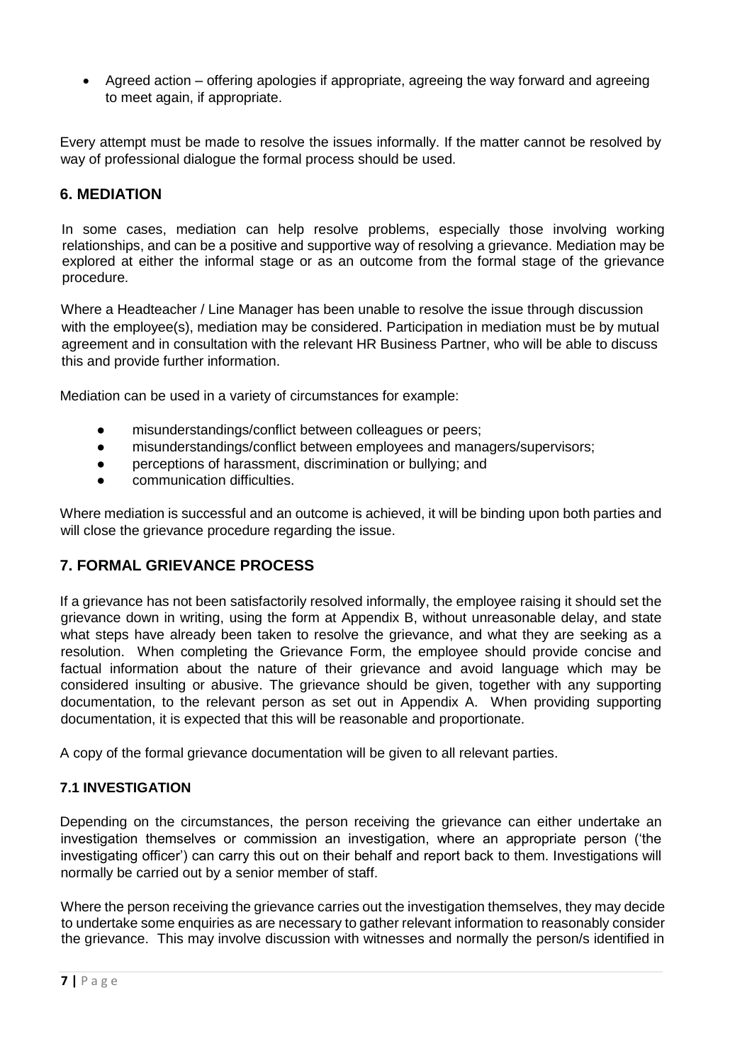- Agreed action – offering apologies if appropriate, agreeing the way forward and agreeing to meet again, if appropriate.

Every attempt must be made to resolve the issues informally. If the matter cannot be resolved by way of professional dialogue the formal process should be used.

## 6. MEDIATION

In some cases, mediation can help resolve problems, especially those involving working relationships, and can be a positive and supportive way of resolving a grievance. Mediation may be explored at either the informal stage or as an outcome from the formal stage of the grievance procedure.

Where a Headteacher / Line Manager has been unable to resolve the issue through discussion with the employee(s), mediation may be considered. Participation in mediation must be by mutual agreement and in consultation with the relevant HR Business Partner, who will be able to discuss this and provide further information.

Mediation can be used in a variety of circumstances for example:

- misunderstandings/conflict between colleagues or peers;
- misunderstandings/conflict between employees and managers/supervisors;
- perceptions of harassment, discrimination or bullying; and
- communication difficulties.

Where mediation is successful and an outcome is achieved, it will be binding upon both parties and will close the grievance procedure regarding the issue.

## 7. FORMAL GRIEVANCE PROCESS

If a grievance has not been satisfactorily resolved informally, the employee raising it should set the grievance down in writing, using the form at Appendix B, without unreasonable delay, and state what steps have already been taken to resolve the grievance, and what they are seeking as a resolution. When completing the Grievance Form, the employee should provide concise and factual information about the nature of their grievance and avoid language which may be considered insulting or abusive. The grievance should be given, together with any supporting documentation, to the relevant person as set out in Appendix A. When providing supporting documentation, it is expected that this will be reasonable and proportionate.

A copy of the formal grievance documentation will be given to all relevant parties.

### 7.1 INVESTIGATION

Depending on the circumstances, the person receiving the grievance can either undertake an investigation themselves or commission an investigation, where an appropriate person ('the investigating officer') can carry this out on their behalf and report back to them. Investigations will normally be carried out by a senior member of staff.

Where the person receiving the grievance carries out the investigation themselves, they may decide to undertake some enquiries as are necessary to gather relevant information to reasonably consider the grievance. This may involve discussion with witnesses and normally the person/s identified in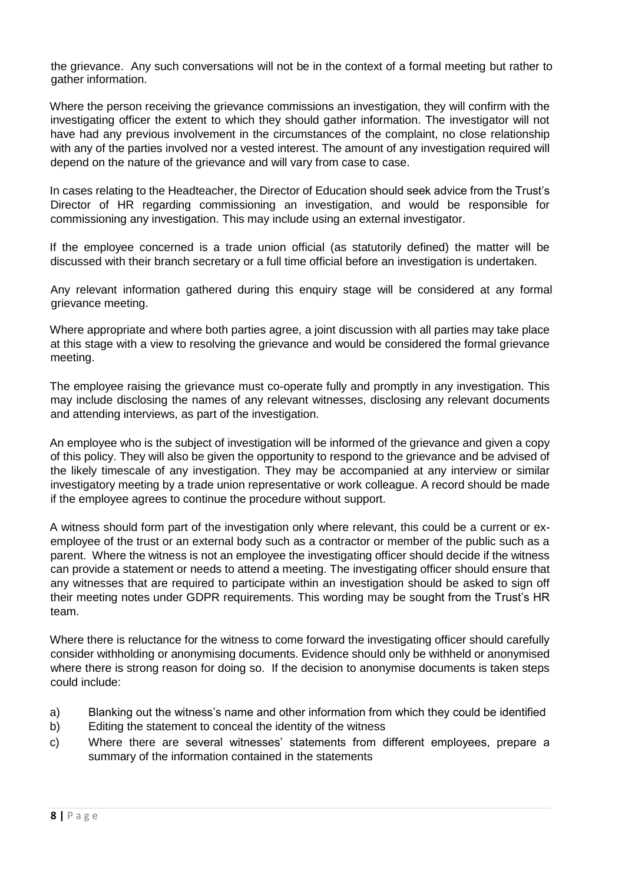the grievance. Any such conversations will not be in the context of a formal meeting but rather to gather information.

Where the person receiving the grievance commissions an investigation, they will confirm with the investigating officer the extent to which they should gather information. The investigator will not have had any previous involvement in the circumstances of the complaint, no close relationship with any of the parties involved nor a vested interest. The amount of any investigation required will depend on the nature of the grievance and will vary from case to case.

In cases relating to the Headteacher, the Director of Education should seek advice from the Trust's Director of HR regarding commissioning an investigation, and would be responsible for commissioning any investigation. This may include using an external investigator.

If the employee concerned is a trade union official (as statutorily defined) the matter will be discussed with their branch secretary or a full time official before an investigation is undertaken.

Any relevant information gathered during this enquiry stage will be considered at any formal grievance meeting.

Where appropriate and where both parties agree, a joint discussion with all parties may take place at this stage with a view to resolving the grievance and would be considered the formal grievance meeting.

The employee raising the grievance must co-operate fully and promptly in any investigation. This may include disclosing the names of any relevant witnesses, disclosing any relevant documents and attending interviews, as part of the investigation.

An employee who is the subject of investigation will be informed of the grievance and given a copy of this policy. They will also be given the opportunity to respond to the grievance and be advised of the likely timescale of any investigation. They may be accompanied at any interview or similar investigatory meeting by a trade union representative or work colleague. A record should be made if the employee agrees to continue the procedure without support.

A witness should form part of the investigation only where relevant, this could be a current or ex-employee of the trust or an external body such as a contractor or member of the public such as a parent. Where the witness is not an employee the investigating officer should decide if the witness can provide a statement or needs to attend a meeting. The investigating officer should ensure that any witnesses that are required to participate within an investigation should be asked to sign off their meeting notes under GDPR requirements. This wording may be sought from the Trust's HR team.

Where there is reluctance for the witness to come forward the investigating officer should carefully consider withholding or anonymising documents. Evidence should only be withheld or anonymised where there is strong reason for doing so. If the decision to anonymise documents is taken steps could include:

a) Blanking out the witness's name and other information from which they could be identified
b) Editing the statement to conceal the identity of the witness
c) Where there are several witnesses' statements from different employees, prepare a summary of the information contained in the statements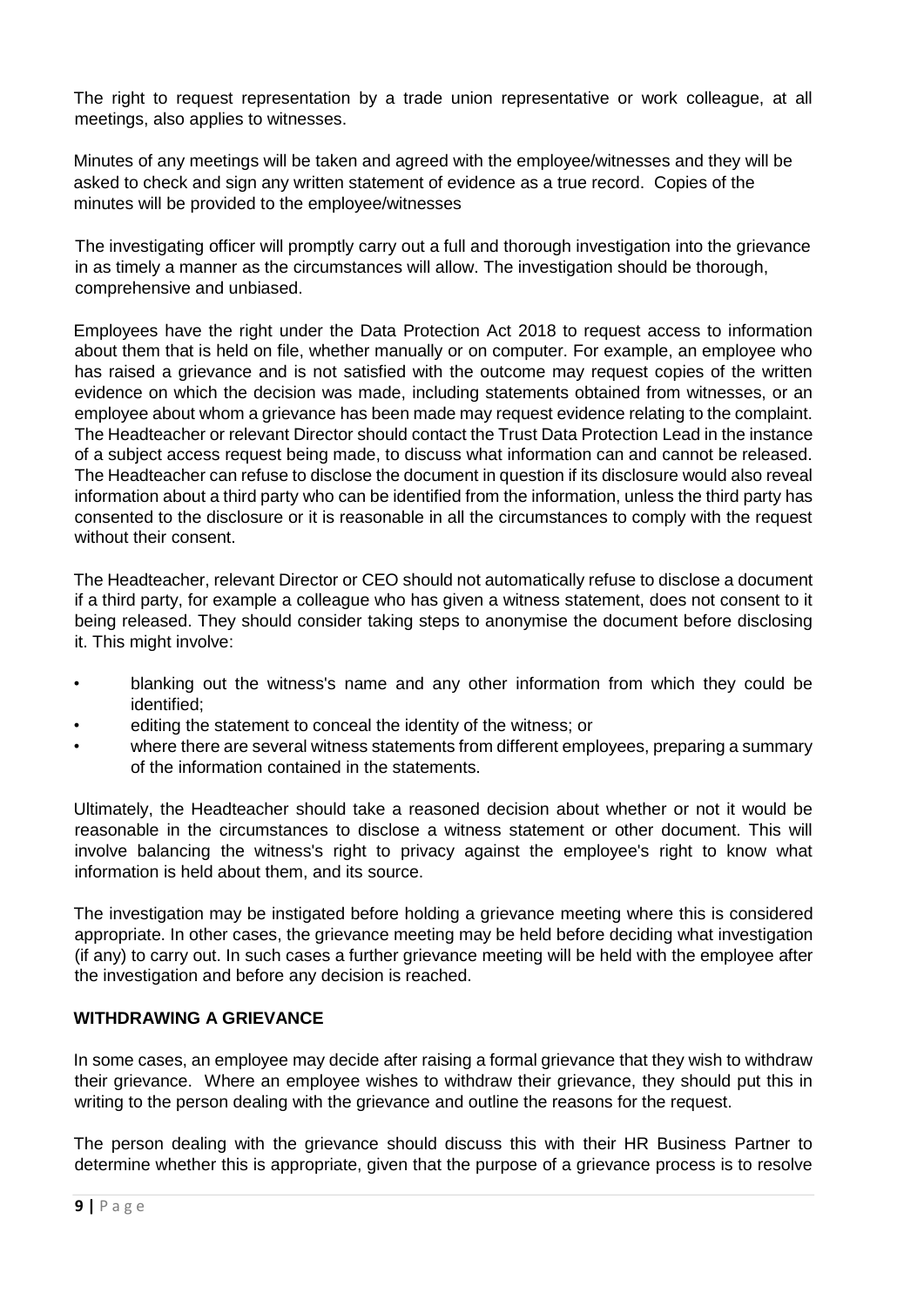The right to request representation by a trade union representative or work colleague, at all meetings, also applies to witnesses.

Minutes of any meetings will be taken and agreed with the employee/witnesses and they will be asked to check and sign any written statement of evidence as a true record. Copies of the minutes will be provided to the employee/witnesses

The investigating officer will promptly carry out a full and thorough investigation into the grievance in as timely a manner as the circumstances will allow. The investigation should be thorough, comprehensive and unbiased.

Employees have the right under the Data Protection Act 2018 to request access to information about them that is held on file, whether manually or on computer. For example, an employee who has raised a grievance and is not satisfied with the outcome may request copies of the written evidence on which the decision was made, including statements obtained from witnesses, or an employee about whom a grievance has been made may request evidence relating to the complaint. The Headteacher or relevant Director should contact the Trust Data Protection Lead in the instance of a subject access request being made, to discuss what information can and cannot be released. The Headteacher can refuse to disclose the document in question if its disclosure would also reveal information about a third party who can be identified from the information, unless the third party has consented to the disclosure or it is reasonable in all the circumstances to comply with the request without their consent.

The Headteacher, relevant Director or CEO should not automatically refuse to disclose a document if a third party, for example a colleague who has given a witness statement, does not consent to it being released. They should consider taking steps to anonymise the document before disclosing it. This might involve:

- blanking out the witness's name and any other information from which they could be identified;
- editing the statement to conceal the identity of the witness; or
- where there are several witness statements from different employees, preparing a summary of the information contained in the statements.

Ultimately, the Headteacher should take a reasoned decision about whether or not it would be reasonable in the circumstances to disclose a witness statement or other document. This will involve balancing the witness's right to privacy against the employee's right to know what information is held about them, and its source.

The investigation may be instigated before holding a grievance meeting where this is considered appropriate. In other cases, the grievance meeting may be held before deciding what investigation (if any) to carry out. In such cases a further grievance meeting will be held with the employee after the investigation and before any decision is reached.

**WITHDRAWING A GRIEVANCE**

In some cases, an employee may decide after raising a formal grievance that they wish to withdraw their grievance. Where an employee wishes to withdraw their grievance, they should put this in writing to the person dealing with the grievance and outline the reasons for the request.

The person dealing with the grievance should discuss this with their HR Business Partner to determine whether this is appropriate, given that the purpose of a grievance process is to resolve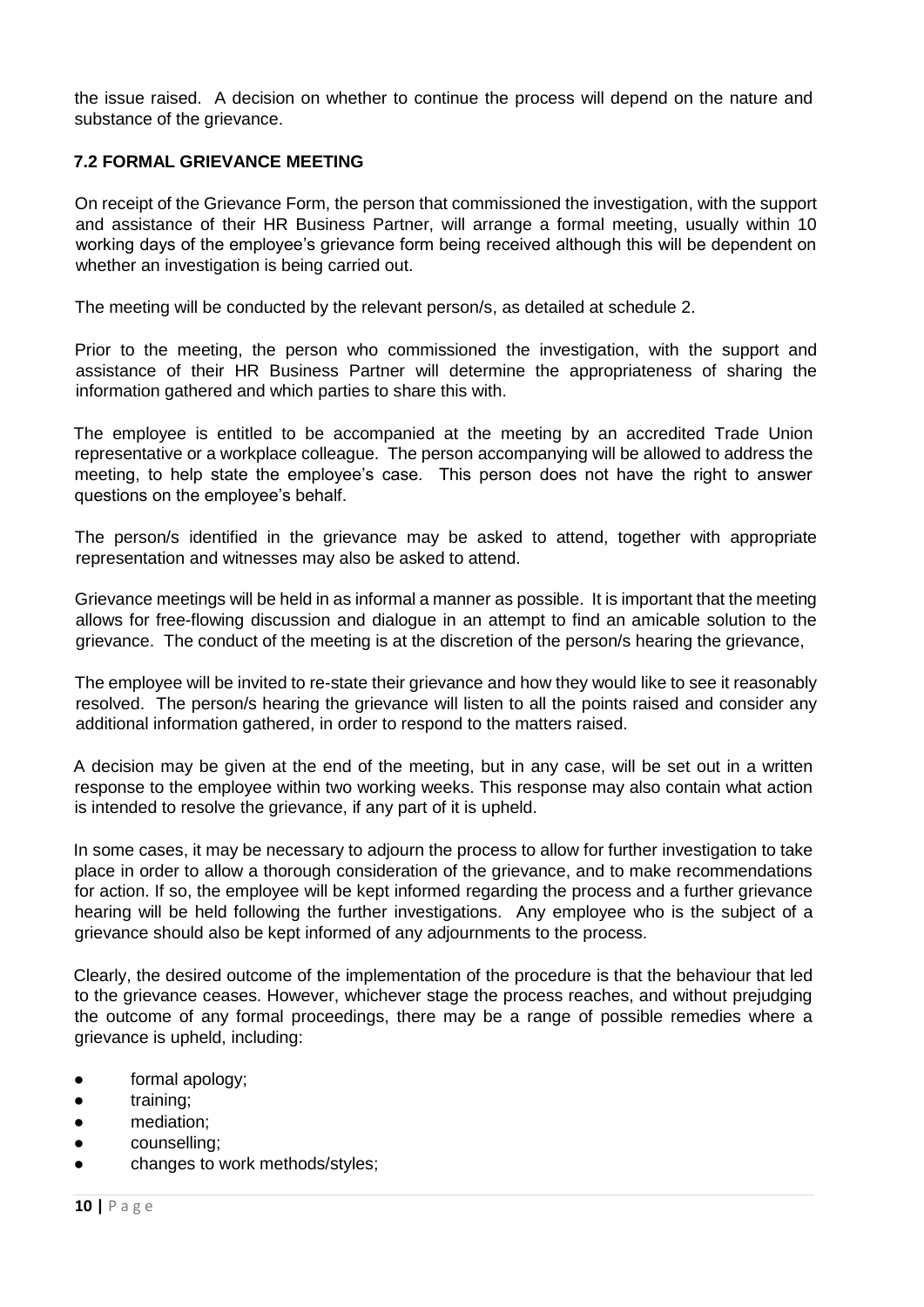the issue raised. A decision on whether to continue the process will depend on the nature and substance of the grievance.

### 7.2 FORMAL GRIEVANCE MEETING

On receipt of the Grievance Form, the person that commissioned the investigation, with the support and assistance of their HR Business Partner, will arrange a formal meeting, usually within 10 working days of the employee's grievance form being received although this will be dependent on whether an investigation is being carried out.

The meeting will be conducted by the relevant person/s, as detailed at schedule 2.

Prior to the meeting, the person who commissioned the investigation, with the support and assistance of their HR Business Partner will determine the appropriateness of sharing the information gathered and which parties to share this with.

The employee is entitled to be accompanied at the meeting by an accredited Trade Union representative or a workplace colleague. The person accompanying will be allowed to address the meeting, to help state the employee's case. This person does not have the right to answer questions on the employee's behalf.

The person/s identified in the grievance may be asked to attend, together with appropriate representation and witnesses may also be asked to attend.

Grievance meetings will be held in as informal a manner as possible. It is important that the meeting allows for free-flowing discussion and dialogue in an attempt to find an amicable solution to the grievance. The conduct of the meeting is at the discretion of the person/s hearing the grievance,

The employee will be invited to re-state their grievance and how they would like to see it reasonably resolved. The person/s hearing the grievance will listen to all the points raised and consider any additional information gathered, in order to respond to the matters raised.

A decision may be given at the end of the meeting, but in any case, will be set out in a written response to the employee within two working weeks. This response may also contain what action is intended to resolve the grievance, if any part of it is upheld.

In some cases, it may be necessary to adjourn the process to allow for further investigation to take place in order to allow a thorough consideration of the grievance, and to make recommendations for action. If so, the employee will be kept informed regarding the process and a further grievance hearing will be held following the further investigations. Any employee who is the subject of a grievance should also be kept informed of any adjournments to the process.

Clearly, the desired outcome of the implementation of the procedure is that the behaviour that led to the grievance ceases. However, whichever stage the process reaches, and without prejudging the outcome of any formal proceedings, there may be a range of possible remedies where a grievance is upheld, including:

- formal apology;
- training;
- mediation;
- counselling;
- changes to work methods/styles;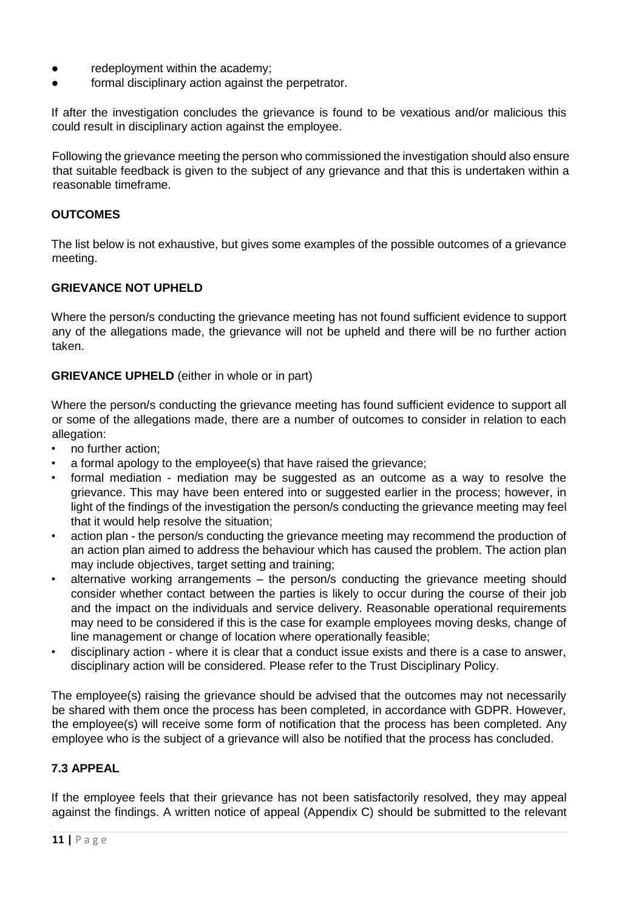- redeployment within the academy;
- formal disciplinary action against the perpetrator.

If after the investigation concludes the grievance is found to be vexatious and/or malicious this could result in disciplinary action against the employee.

Following the grievance meeting the person who commissioned the investigation should also ensure that suitable feedback is given to the subject of any grievance and that this is undertaken within a reasonable timeframe.

**OUTCOMES**

The list below is not exhaustive, but gives some examples of the possible outcomes of a grievance meeting.

**GRIEVANCE NOT UPHELD**

Where the person/s conducting the grievance meeting has not found sufficient evidence to support any of the allegations made, the grievance will not be upheld and there will be no further action taken.

**GRIEVANCE UPHELD** (either in whole or in part)

Where the person/s conducting the grievance meeting has found sufficient evidence to support all or some of the allegations made, there are a number of outcomes to consider in relation to each allegation:

- no further action;
- a formal apology to the employee(s) that have raised the grievance;
- formal mediation - mediation may be suggested as an outcome as a way to resolve the grievance. This may have been entered into or suggested earlier in the process; however, in light of the findings of the investigation the person/s conducting the grievance meeting may feel that it would help resolve the situation;
- action plan - the person/s conducting the grievance meeting may recommend the production of an action plan aimed to address the behaviour which has caused the problem. The action plan may include objectives, target setting and training;
- alternative working arrangements – the person/s conducting the grievance meeting should consider whether contact between the parties is likely to occur during the course of their job and the impact on the individuals and service delivery. Reasonable operational requirements may need to be considered if this is the case for example employees moving desks, change of line management or change of location where operationally feasible;
- disciplinary action - where it is clear that a conduct issue exists and there is a case to answer, disciplinary action will be considered. Please refer to the Trust Disciplinary Policy.

The employee(s) raising the grievance should be advised that the outcomes may not necessarily be shared with them once the process has been completed, in accordance with GDPR. However, the employee(s) will receive some form of notification that the process has been completed. Any employee who is the subject of a grievance will also be notified that the process has concluded.

**7.3 APPEAL**

If the employee feels that their grievance has not been satisfactorily resolved, they may appeal against the findings. A written notice of appeal (Appendix C) should be submitted to the relevant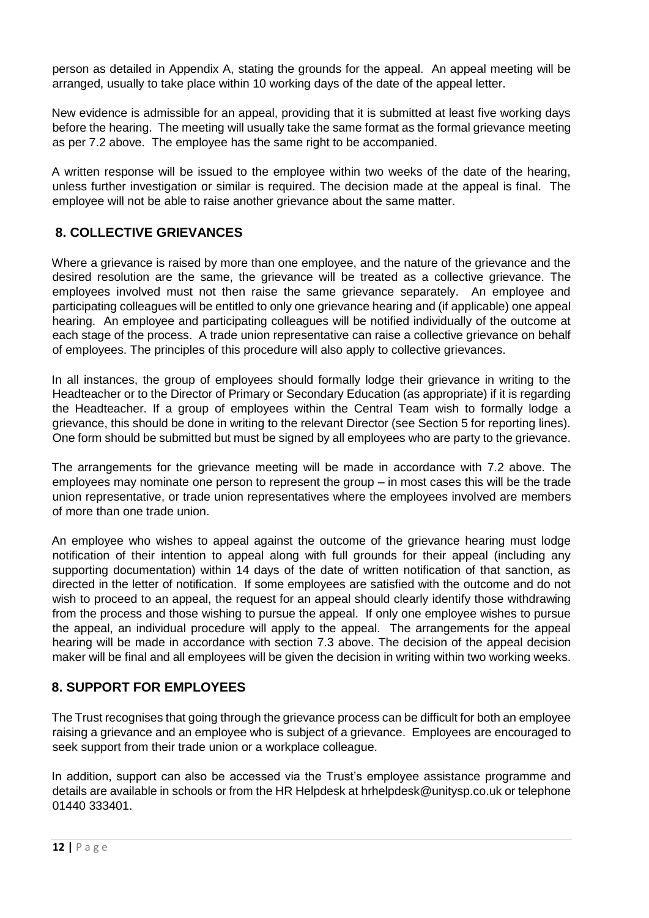person as detailed in Appendix A, stating the grounds for the appeal. An appeal meeting will be arranged, usually to take place within 10 working days of the date of the appeal letter.

New evidence is admissible for an appeal, providing that it is submitted at least five working days before the hearing. The meeting will usually take the same format as the formal grievance meeting as per 7.2 above. The employee has the same right to be accompanied.

A written response will be issued to the employee within two weeks of the date of the hearing, unless further investigation or similar is required. The decision made at the appeal is final. The employee will not be able to raise another grievance about the same matter.

## 8. COLLECTIVE GRIEVANCES

Where a grievance is raised by more than one employee, and the nature of the grievance and the desired resolution are the same, the grievance will be treated as a collective grievance. The employees involved must not then raise the same grievance separately. An employee and participating colleagues will be entitled to only one grievance hearing and (if applicable) one appeal hearing. An employee and participating colleagues will be notified individually of the outcome at each stage of the process. A trade union representative can raise a collective grievance on behalf of employees. The principles of this procedure will also apply to collective grievances.

In all instances, the group of employees should formally lodge their grievance in writing to the Headteacher or to the Director of Primary or Secondary Education (as appropriate) if it is regarding the Headteacher. If a group of employees within the Central Team wish to formally lodge a grievance, this should be done in writing to the relevant Director (see Section 5 for reporting lines). One form should be submitted but must be signed by all employees who are party to the grievance.

The arrangements for the grievance meeting will be made in accordance with 7.2 above. The employees may nominate one person to represent the group – in most cases this will be the trade union representative, or trade union representatives where the employees involved are members of more than one trade union.

An employee who wishes to appeal against the outcome of the grievance hearing must lodge notification of their intention to appeal along with full grounds for their appeal (including any supporting documentation) within 14 days of the date of written notification of that sanction, as directed in the letter of notification. If some employees are satisfied with the outcome and do not wish to proceed to an appeal, the request for an appeal should clearly identify those withdrawing from the process and those wishing to pursue the appeal. If only one employee wishes to pursue the appeal, an individual procedure will apply to the appeal. The arrangements for the appeal hearing will be made in accordance with section 7.3 above. The decision of the appeal decision maker will be final and all employees will be given the decision in writing within two working weeks.

## 8. SUPPORT FOR EMPLOYEES

The Trust recognises that going through the grievance process can be difficult for both an employee raising a grievance and an employee who is subject of a grievance. Employees are encouraged to seek support from their trade union or a workplace colleague.

In addition, support can also be accessed via the Trust's employee assistance programme and details are available in schools or from the HR Helpdesk at hrhelpdesk@unitysp.co.uk or telephone 01440 333401.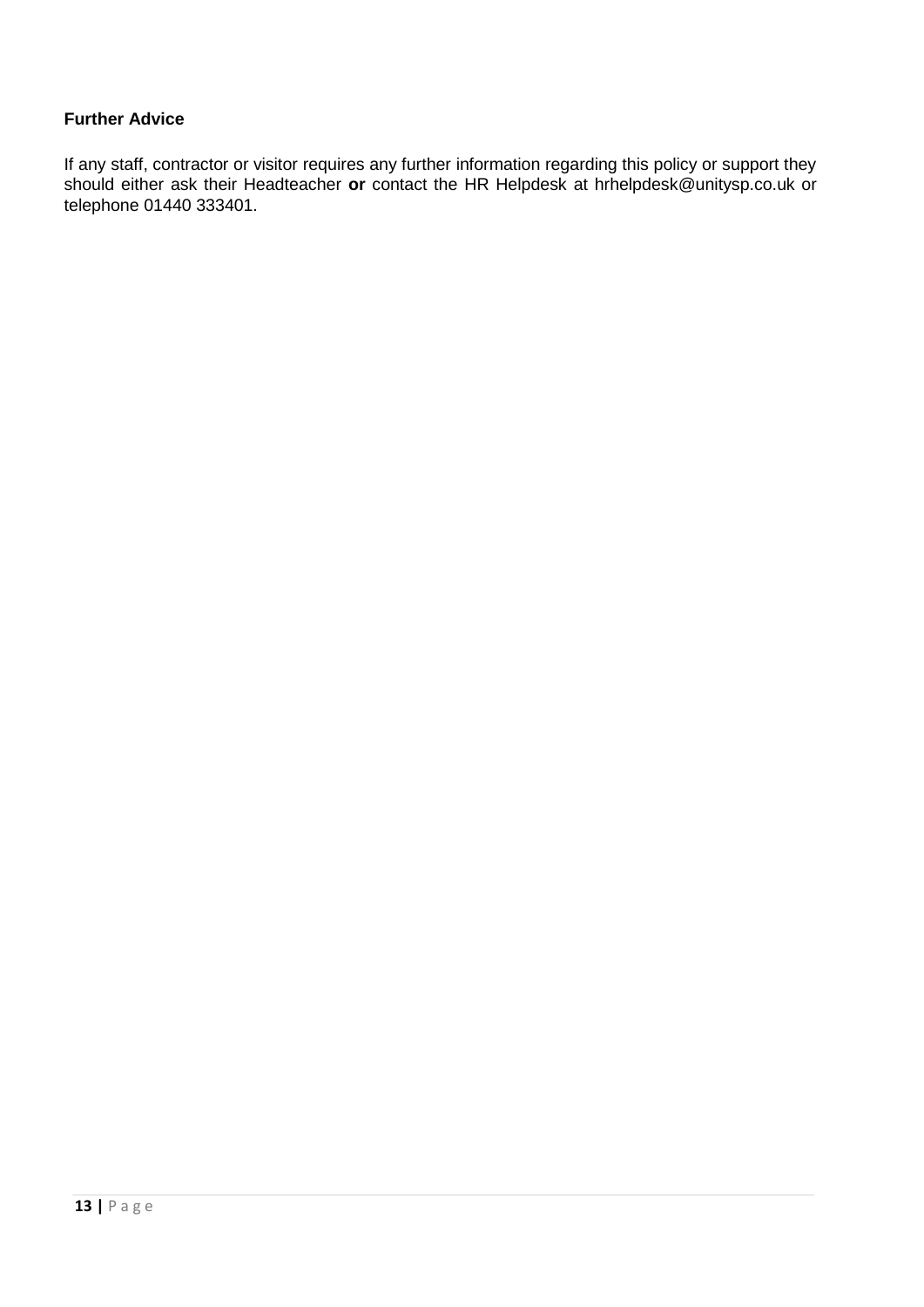**Further Advice**

If any staff, contractor or visitor requires any further information regarding this policy or support they should either ask their Headteacher **or** contact the HR Helpdesk at hrhelpdesk@unitysp.co.uk or telephone 01440 333401.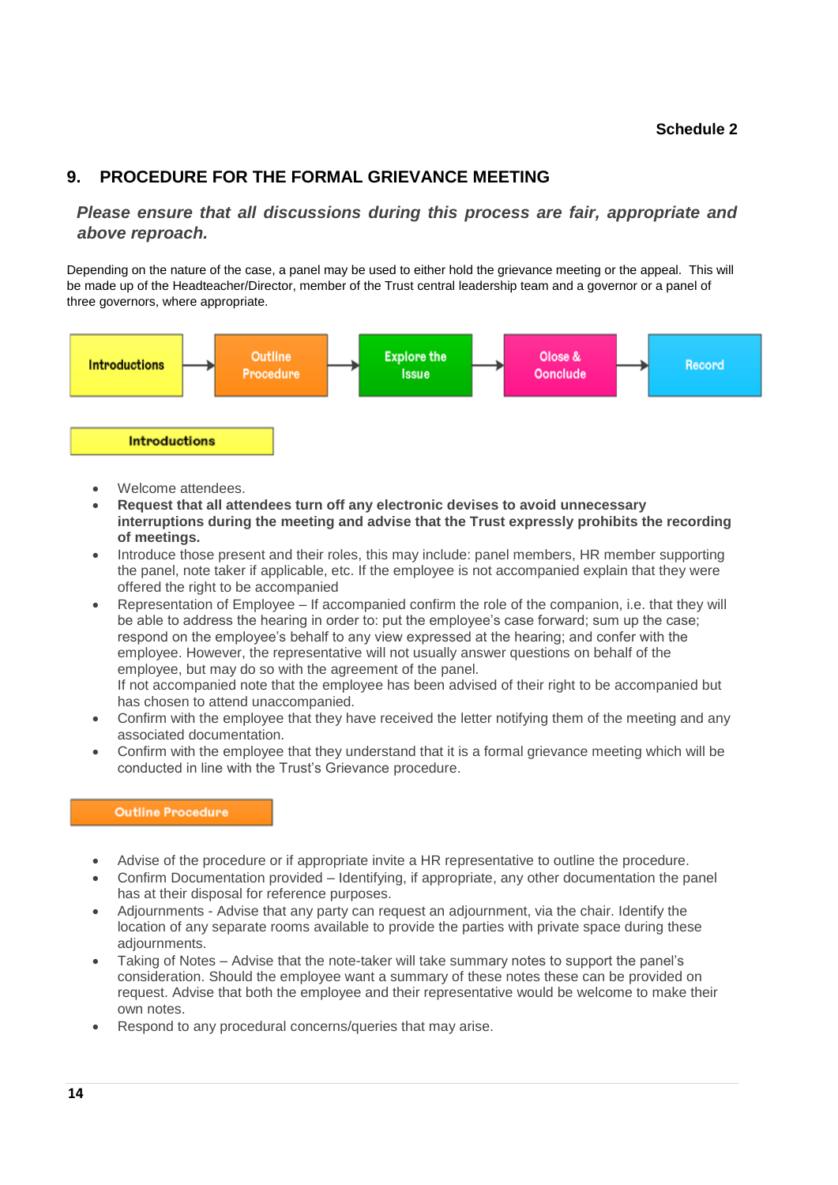Schedule 2

## 9. PROCEDURE FOR THE FORMAL GRIEVANCE MEETING

***Please ensure that all discussions during this process are fair, appropriate and above reproach.***

Depending on the nature of the case, a panel may be used to either hold the grievance meeting or the appeal. This will be made up of the Headteacher/Director, member of the Trust central leadership team and a governor or a panel of three governors, where appropriate.

Introductions → Outline Procedure → Explore the Issue → Close & Conclude → Record

### Introductions

- Welcome attendees.
- **Request that all attendees turn off any electronic devises to avoid unnecessary interruptions during the meeting and advise that the Trust expressly prohibits the recording of meetings.**
- Introduce those present and their roles, this may include: panel members, HR member supporting the panel, note taker if applicable, etc. If the employee is not accompanied explain that they were offered the right to be accompanied
- Representation of Employee – If accompanied confirm the role of the companion, i.e. that they will be able to address the hearing in order to: put the employee's case forward; sum up the case; respond on the employee's behalf to any view expressed at the hearing; and confer with the employee. However, the representative will not usually answer questions on behalf of the employee, but may do so with the agreement of the panel.
  If not accompanied note that the employee has been advised of their right to be accompanied but has chosen to attend unaccompanied.
- Confirm with the employee that they have received the letter notifying them of the meeting and any associated documentation.
- Confirm with the employee that they understand that it is a formal grievance meeting which will be conducted in line with the Trust's Grievance procedure.

### Outline Procedure

- Advise of the procedure or if appropriate invite a HR representative to outline the procedure.
- Confirm Documentation provided – Identifying, if appropriate, any other documentation the panel has at their disposal for reference purposes.
- Adjournments - Advise that any party can request an adjournment, via the chair. Identify the location of any separate rooms available to provide the parties with private space during these adjournments.
- Taking of Notes – Advise that the note-taker will take summary notes to support the panel's consideration. Should the employee want a summary of these notes these can be provided on request. Advise that both the employee and their representative would be welcome to make their own notes.
- Respond to any procedural concerns/queries that may arise.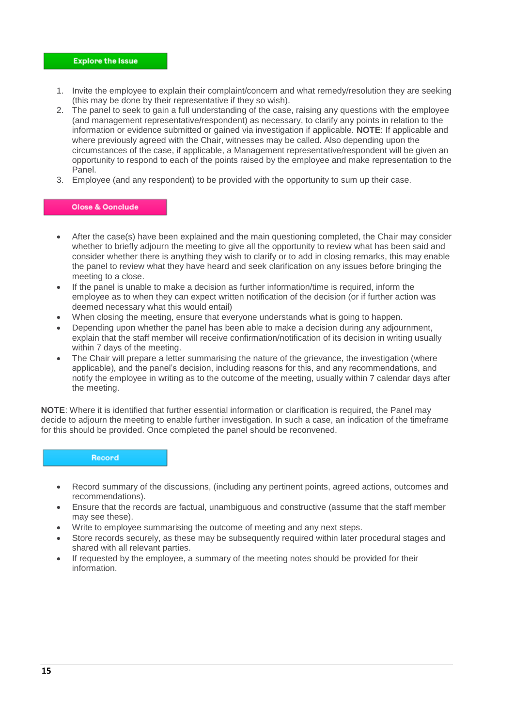## Explore the Issue

1. Invite the employee to explain their complaint/concern and what remedy/resolution they are seeking (this may be done by their representative if they so wish).
2. The panel to seek to gain a full understanding of the case, raising any questions with the employee (and management representative/respondent) as necessary, to clarify any points in relation to the information or evidence submitted or gained via investigation if applicable. **NOTE**: If applicable and where previously agreed with the Chair, witnesses may be called. Also depending upon the circumstances of the case, if applicable, a Management representative/respondent will be given an opportunity to respond to each of the points raised by the employee and make representation to the Panel.
3. Employee (and any respondent) to be provided with the opportunity to sum up their case.

## Close & Conclude

- After the case(s) have been explained and the main questioning completed, the Chair may consider whether to briefly adjourn the meeting to give all the opportunity to review what has been said and consider whether there is anything they wish to clarify or to add in closing remarks, this may enable the panel to review what they have heard and seek clarification on any issues before bringing the meeting to a close.
- If the panel is unable to make a decision as further information/time is required, inform the employee as to when they can expect written notification of the decision (or if further action was deemed necessary what this would entail)
- When closing the meeting, ensure that everyone understands what is going to happen.
- Depending upon whether the panel has been able to make a decision during any adjournment, explain that the staff member will receive confirmation/notification of its decision in writing usually within 7 days of the meeting.
- The Chair will prepare a letter summarising the nature of the grievance, the investigation (where applicable), and the panel's decision, including reasons for this, and any recommendations, and notify the employee in writing as to the outcome of the meeting, usually within 7 calendar days after the meeting.

**NOTE**: Where it is identified that further essential information or clarification is required, the Panel may decide to adjourn the meeting to enable further investigation. In such a case, an indication of the timeframe for this should be provided. Once completed the panel should be reconvened.

## Record

- Record summary of the discussions, (including any pertinent points, agreed actions, outcomes and recommendations).
- Ensure that the records are factual, unambiguous and constructive (assume that the staff member may see these).
- Write to employee summarising the outcome of meeting and any next steps.
- Store records securely, as these may be subsequently required within later procedural stages and shared with all relevant parties.
- If requested by the employee, a summary of the meeting notes should be provided for their information.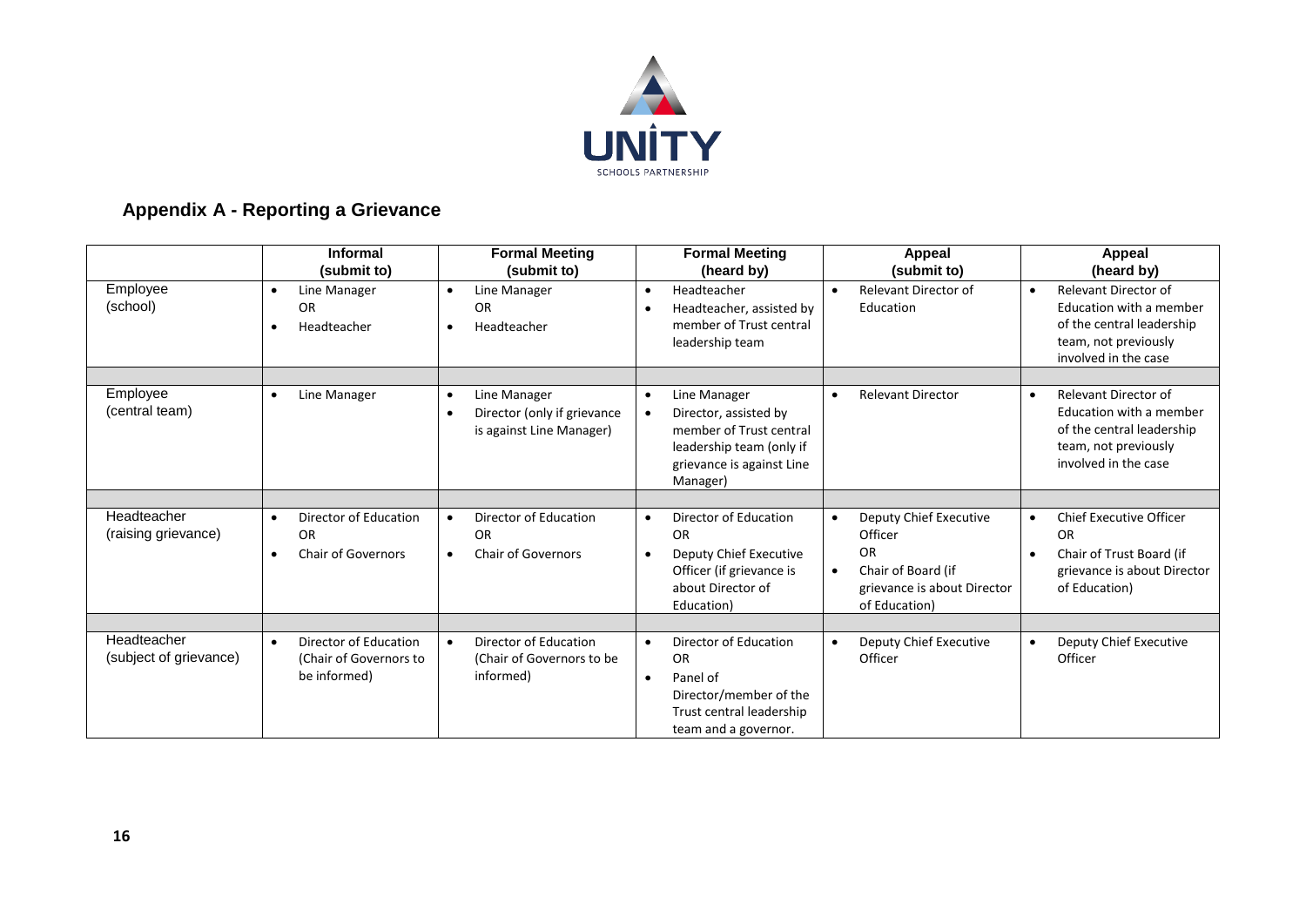## Appendix A - Reporting a Grievance

| | Informal (submit to) | Formal Meeting (submit to) | Formal Meeting (heard by) | Appeal (submit to) | Appeal (heard by) |
|---|---|---|---|---|---|
| Employee (school) | • Line Manager<br>OR<br>• Headteacher | • Line Manager<br>OR<br>• Headteacher | • Headteacher<br>• Headteacher, assisted by member of Trust central leadership team | • Relevant Director of Education | • Relevant Director of Education with a member of the central leadership team, not previously involved in the case |
| | | | | | |
| Employee (central team) | • Line Manager | • Line Manager<br>• Director (only if grievance is against Line Manager) | • Line Manager<br>• Director, assisted by member of Trust central leadership team (only if grievance is against Line Manager) | • Relevant Director | • Relevant Director of Education with a member of the central leadership team, not previously involved in the case |
| | | | | | |
| Headteacher (raising grievance) | • Director of Education<br>OR<br>• Chair of Governors | • Director of Education<br>OR<br>• Chair of Governors | • Director of Education<br>OR<br>• Deputy Chief Executive Officer (if grievance is about Director of Education) | • Deputy Chief Executive Officer<br>OR<br>• Chair of Board (if grievance is about Director of Education) | • Chief Executive Officer<br>OR<br>• Chair of Trust Board (if grievance is about Director of Education) |
| | | | | | |
| Headteacher (subject of grievance) | • Director of Education (Chair of Governors to be informed) | • Director of Education (Chair of Governors to be informed) | • Director of Education<br>OR<br>• Panel of Director/member of the Trust central leadership team and a governor. | • Deputy Chief Executive Officer | • Deputy Chief Executive Officer |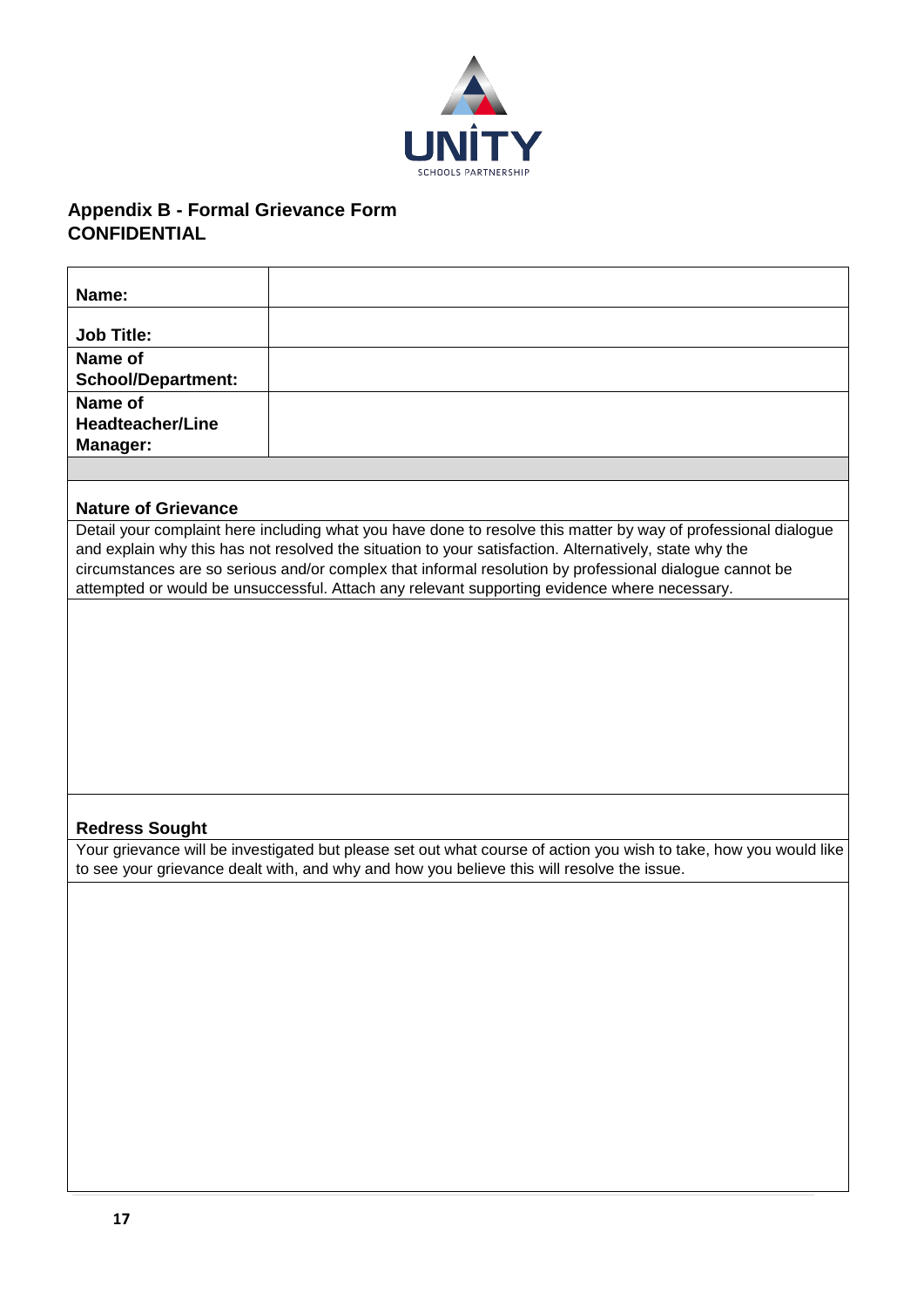## Appendix B - Formal Grievance Form

## CONFIDENTIAL

| | |
|---|---|
| **Name:** | |
| **Job Title:** | |
| **Name of School/Department:** | |
| **Name of Headteacher/Line Manager:** | |

**Nature of Grievance**

Detail your complaint here including what you have done to resolve this matter by way of professional dialogue and explain why this has not resolved the situation to your satisfaction. Alternatively, state why the circumstances are so serious and/or complex that informal resolution by professional dialogue cannot be attempted or would be unsuccessful. Attach any relevant supporting evidence where necessary.

**Redress Sought**

Your grievance will be investigated but please set out what course of action you wish to take, how you would like to see your grievance dealt with, and why and how you believe this will resolve the issue.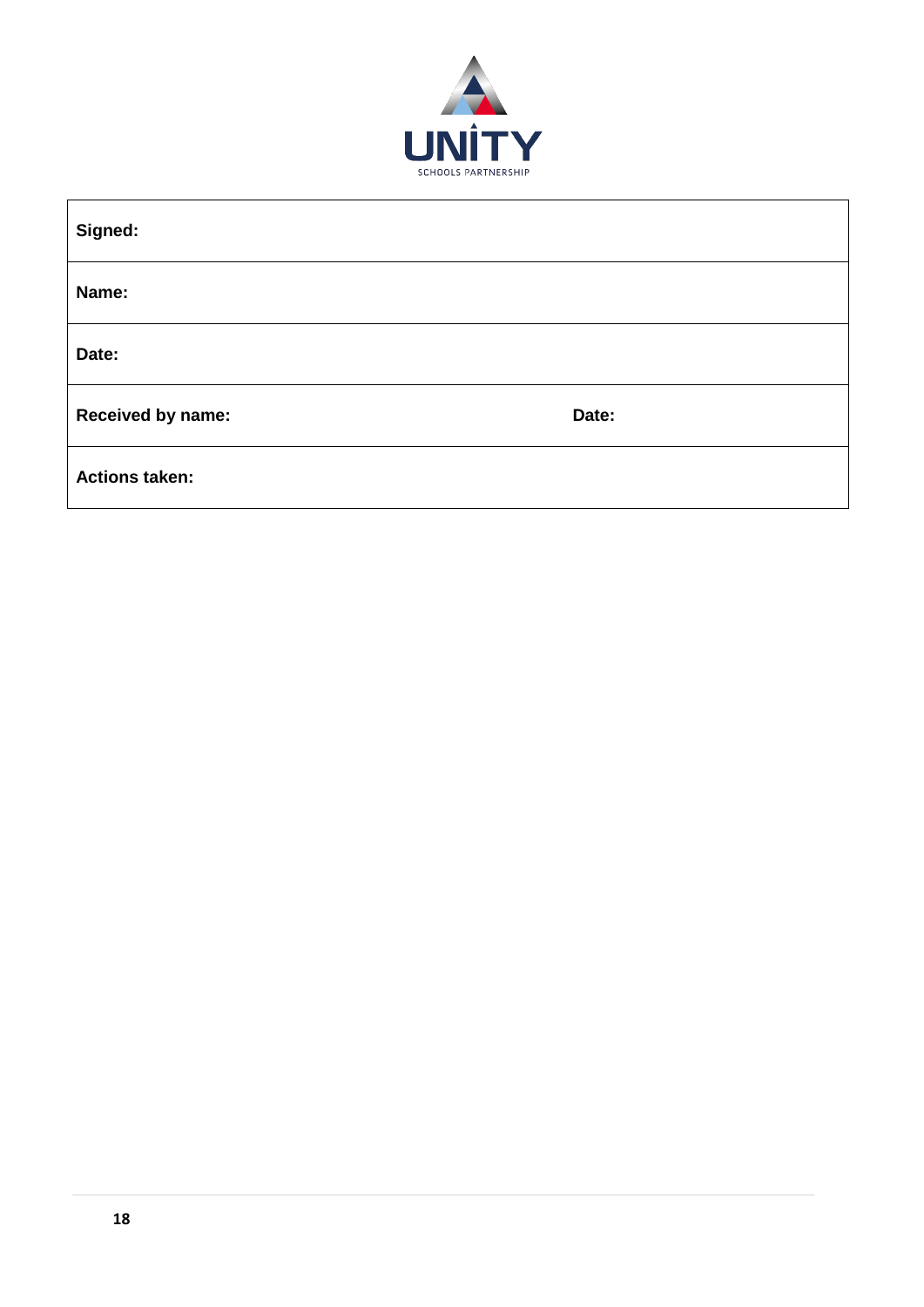| **Signed:** | |
|---|---|
| **Name:** | |
| **Date:** | |
| **Received by name:** | **Date:** |
| **Actions taken:** | |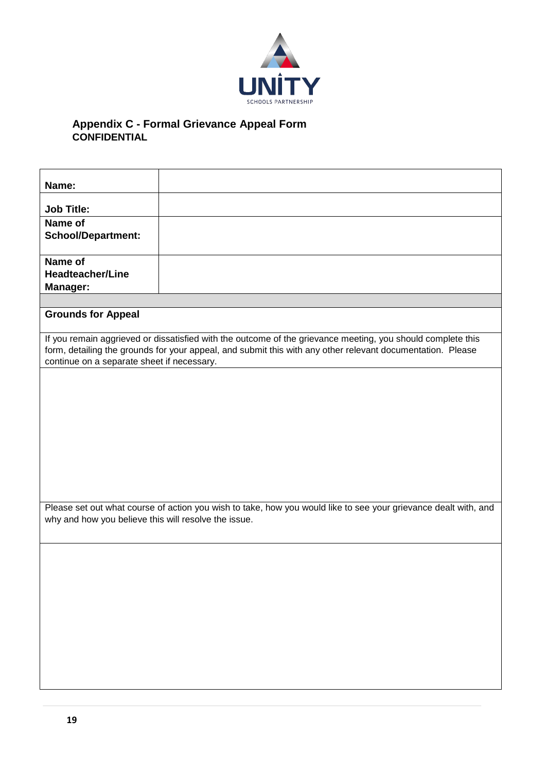## Appendix C - Formal Grievance Appeal Form

**CONFIDENTIAL**

| **Name:** | |
|---|---|
| **Job Title:** | |
| **Name of School/Department:** | |
| **Name of Headteacher/Line Manager:** | |

**Grounds for Appeal**

If you remain aggrieved or dissatisfied with the outcome of the grievance meeting, you should complete this form, detailing the grounds for your appeal, and submit this with any other relevant documentation. Please continue on a separate sheet if necessary.

Please set out what course of action you wish to take, how you would like to see your grievance dealt with, and why and how you believe this will resolve the issue.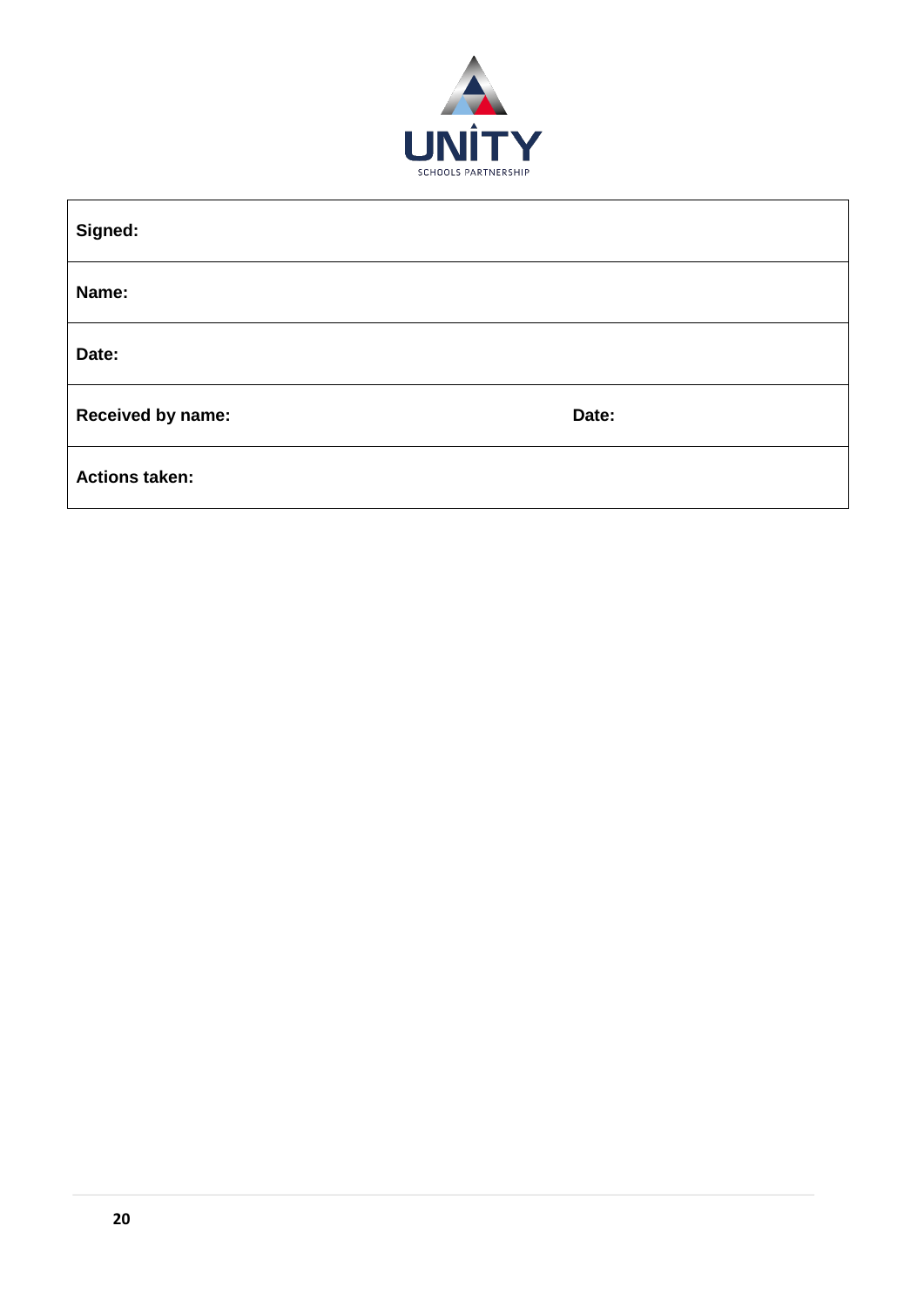UNITY

SCHOOLS PARTNERSHIP

| | |
|---|---|
| **Signed:** | |
| **Name:** | |
| **Date:** | |
| **Received by name:** | **Date:** |
| **Actions taken:** | |